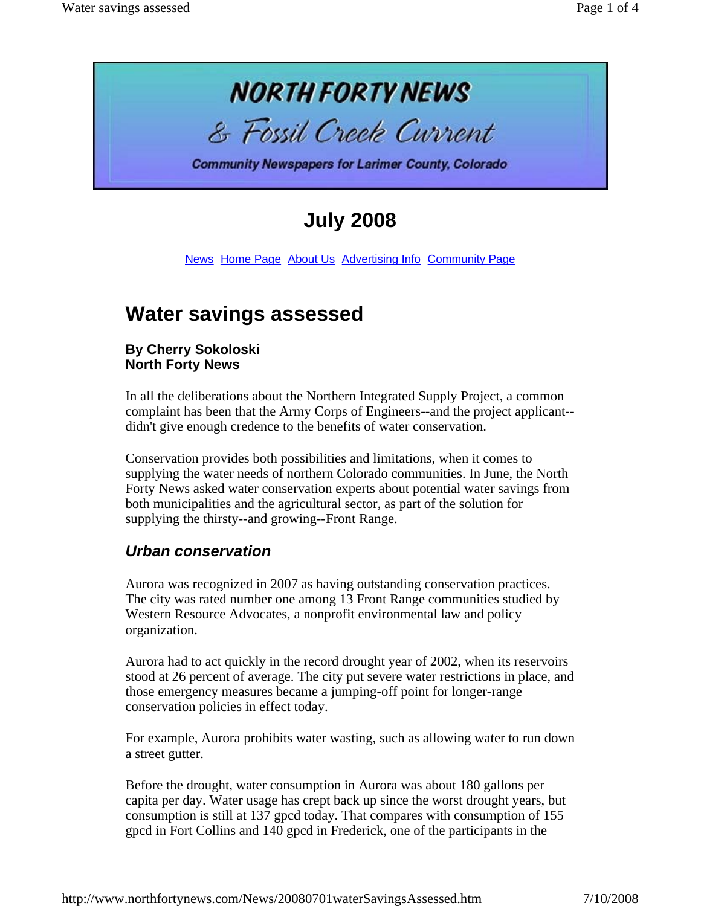# NORTH FORTY NEWS

## & Fossil Creek Current

**Community Newspapers for Larimer County, Colorado**

## July 2008

News Home Page About Us Advertising Info Community Page

# Water savings assessed

**By Cherry Sokoloski**
**North Forty News**

In all the deliberations about the Northern Integrated Supply Project, a common complaint has been that the Army Corps of Engineers--and the project applicant--didn't give enough credence to the benefits of water conservation.

Conservation provides both possibilities and limitations, when it comes to supplying the water needs of northern Colorado communities. In June, the North Forty News asked water conservation experts about potential water savings from both municipalities and the agricultural sector, as part of the solution for supplying the thirsty--and growing--Front Range.

### *Urban conservation*

Aurora was recognized in 2007 as having outstanding conservation practices. The city was rated number one among 13 Front Range communities studied by Western Resource Advocates, a nonprofit environmental law and policy organization.

Aurora had to act quickly in the record drought year of 2002, when its reservoirs stood at 26 percent of average. The city put severe water restrictions in place, and those emergency measures became a jumping-off point for longer-range conservation policies in effect today.

For example, Aurora prohibits water wasting, such as allowing water to run down a street gutter.

Before the drought, water consumption in Aurora was about 180 gallons per capita per day. Water usage has crept back up since the worst drought years, but consumption is still at 137 gpcd today. That compares with consumption of 155 gpcd in Fort Collins and 140 gpcd in Frederick, one of the participants in the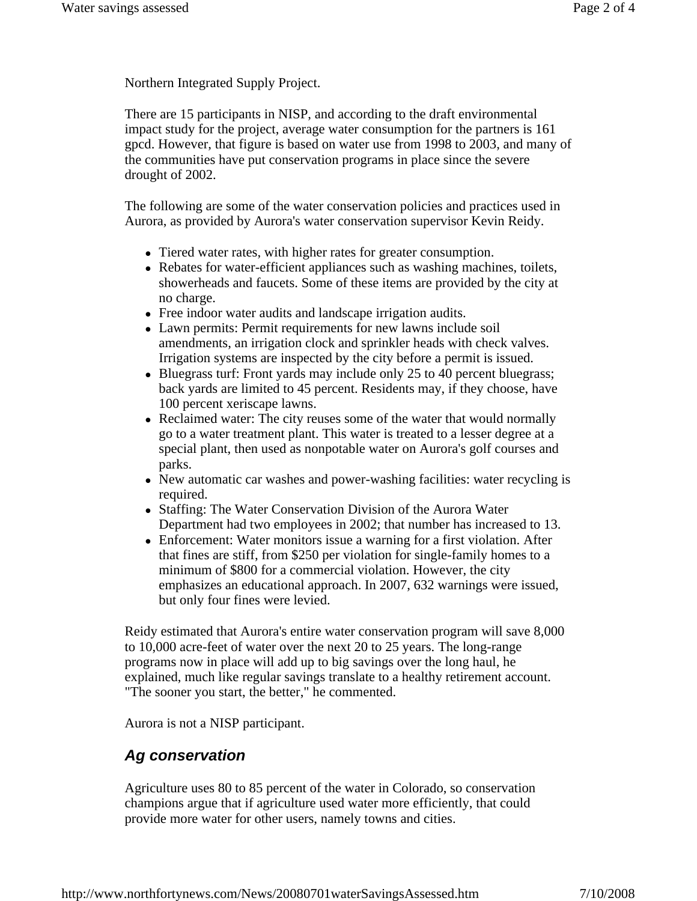Northern Integrated Supply Project.

There are 15 participants in NISP, and according to the draft environmental impact study for the project, average water consumption for the partners is 161 gpcd. However, that figure is based on water use from 1998 to 2003, and many of the communities have put conservation programs in place since the severe drought of 2002.

The following are some of the water conservation policies and practices used in Aurora, as provided by Aurora's water conservation supervisor Kevin Reidy.

- Tiered water rates, with higher rates for greater consumption.
- Rebates for water-efficient appliances such as washing machines, toilets, showerheads and faucets. Some of these items are provided by the city at no charge.
- Free indoor water audits and landscape irrigation audits.
- Lawn permits: Permit requirements for new lawns include soil amendments, an irrigation clock and sprinkler heads with check valves. Irrigation systems are inspected by the city before a permit is issued.
- Bluegrass turf: Front yards may include only 25 to 40 percent bluegrass; back yards are limited to 45 percent. Residents may, if they choose, have 100 percent xeriscape lawns.
- Reclaimed water: The city reuses some of the water that would normally go to a water treatment plant. This water is treated to a lesser degree at a special plant, then used as nonpotable water on Aurora's golf courses and parks.
- New automatic car washes and power-washing facilities: water recycling is required.
- Staffing: The Water Conservation Division of the Aurora Water Department had two employees in 2002; that number has increased to 13.
- Enforcement: Water monitors issue a warning for a first violation. After that fines are stiff, from $250 per violation for single-family homes to a minimum of $800 for a commercial violation. However, the city emphasizes an educational approach. In 2007, 632 warnings were issued, but only four fines were levied.

Reidy estimated that Aurora's entire water conservation program will save 8,000 to 10,000 acre-feet of water over the next 20 to 25 years. The long-range programs now in place will add up to big savings over the long haul, he explained, much like regular savings translate to a healthy retirement account. "The sooner you start, the better," he commented.

Aurora is not a NISP participant.

## *Ag conservation*

Agriculture uses 80 to 85 percent of the water in Colorado, so conservation champions argue that if agriculture used water more efficiently, that could provide more water for other users, namely towns and cities.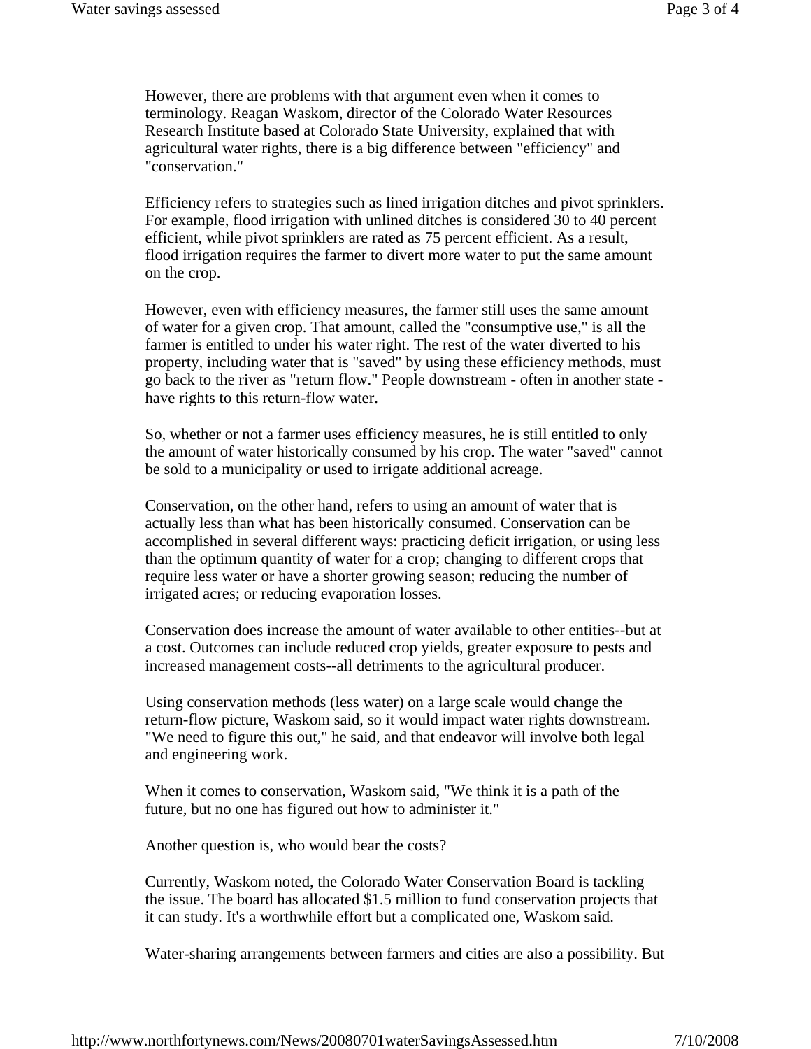However, there are problems with that argument even when it comes to terminology. Reagan Waskom, director of the Colorado Water Resources Research Institute based at Colorado State University, explained that with agricultural water rights, there is a big difference between "efficiency" and "conservation."

Efficiency refers to strategies such as lined irrigation ditches and pivot sprinklers. For example, flood irrigation with unlined ditches is considered 30 to 40 percent efficient, while pivot sprinklers are rated as 75 percent efficient. As a result, flood irrigation requires the farmer to divert more water to put the same amount on the crop.

However, even with efficiency measures, the farmer still uses the same amount of water for a given crop. That amount, called the "consumptive use," is all the farmer is entitled to under his water right. The rest of the water diverted to his property, including water that is "saved" by using these efficiency methods, must go back to the river as "return flow." People downstream - often in another state - have rights to this return-flow water.

So, whether or not a farmer uses efficiency measures, he is still entitled to only the amount of water historically consumed by his crop. The water "saved" cannot be sold to a municipality or used to irrigate additional acreage.

Conservation, on the other hand, refers to using an amount of water that is actually less than what has been historically consumed. Conservation can be accomplished in several different ways: practicing deficit irrigation, or using less than the optimum quantity of water for a crop; changing to different crops that require less water or have a shorter growing season; reducing the number of irrigated acres; or reducing evaporation losses.

Conservation does increase the amount of water available to other entities--but at a cost. Outcomes can include reduced crop yields, greater exposure to pests and increased management costs--all detriments to the agricultural producer.

Using conservation methods (less water) on a large scale would change the return-flow picture, Waskom said, so it would impact water rights downstream. "We need to figure this out," he said, and that endeavor will involve both legal and engineering work.

When it comes to conservation, Waskom said, "We think it is a path of the future, but no one has figured out how to administer it."

Another question is, who would bear the costs?

Currently, Waskom noted, the Colorado Water Conservation Board is tackling the issue. The board has allocated $1.5 million to fund conservation projects that it can study. It's a worthwhile effort but a complicated one, Waskom said.

Water-sharing arrangements between farmers and cities are also a possibility. But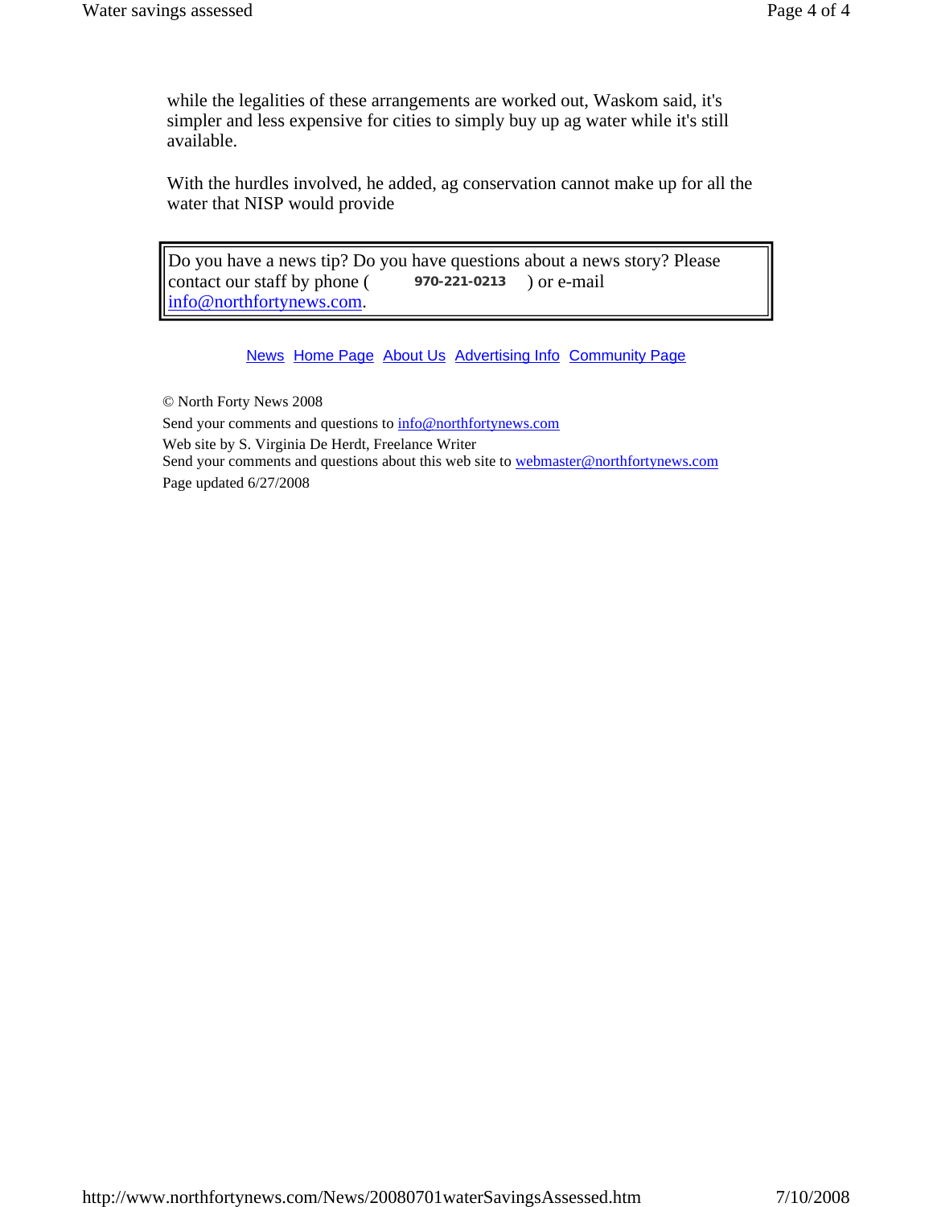while the legalities of these arrangements are worked out, Waskom said, it's simpler and less expensive for cities to simply buy up ag water while it's still available.

With the hurdles involved, he added, ag conservation cannot make up for all the water that NISP would provide

> Do you have a news tip? Do you have questions about a news story? Please contact our staff by phone ( 970-221-0213 ) or e-mail info@northfortynews.com.

News Home Page About Us Advertising Info Community Page

© North Forty News 2008

Send your comments and questions to info@northfortynews.com

Web site by S. Virginia De Herdt, Freelance Writer

Send your comments and questions about this web site to webmaster@northfortynews.com

Page updated 6/27/2008